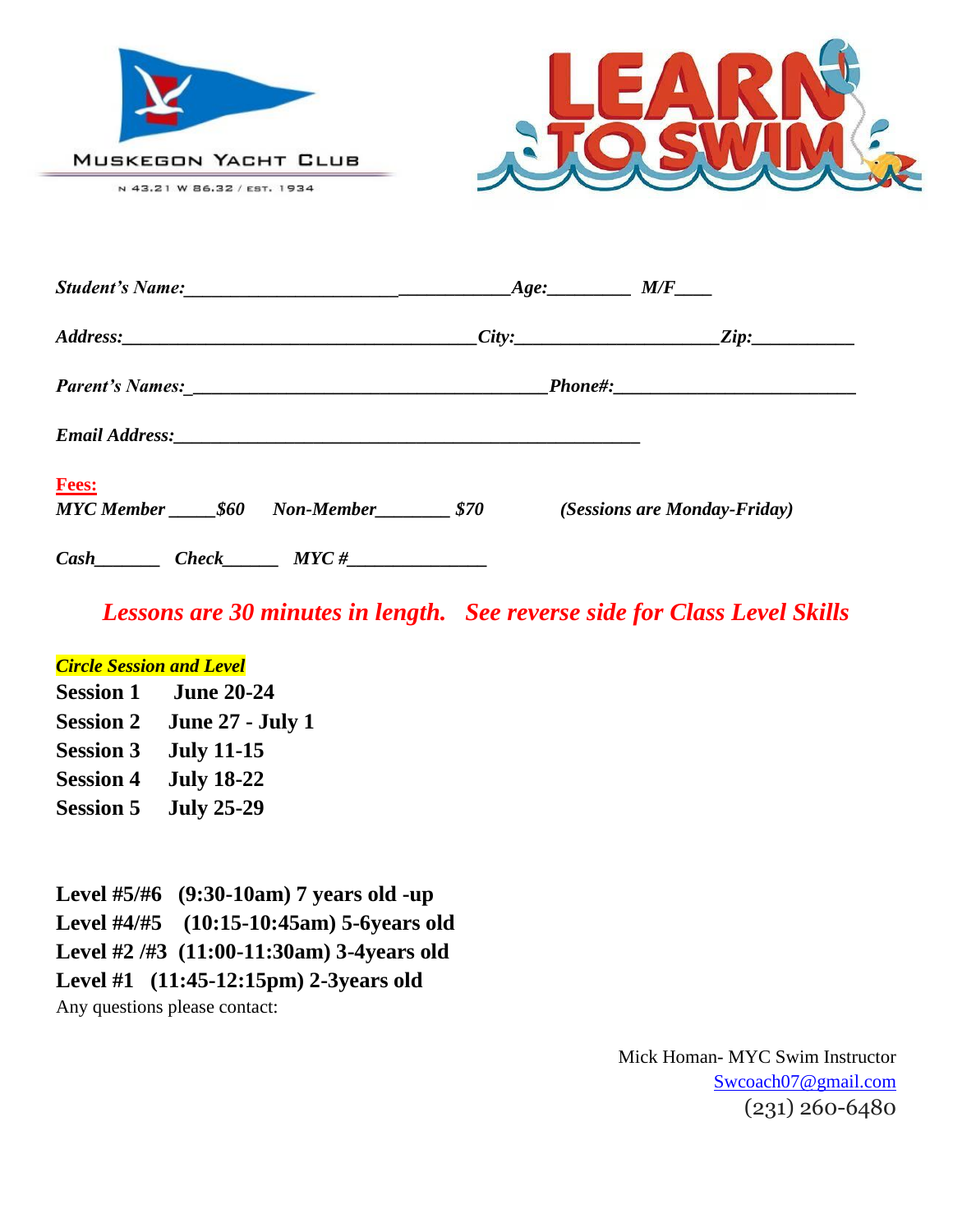MUSKEGON YACHT CLUB

N 43.21 W 86.32 / EST. 1934

# LEARN TO SWIM

***Student's Name:*\_\_\_\_\_\_\_\_\_\_\_\_\_\_\_\_\_\_\_\_\_\_\_\_\_\_\_\_\_\_\_\_\_\_\_\_\_\_ *Age:*\_\_\_\_\_\_\_\_\_ *M/F*\_\_\_\_**

***Address:*\_\_\_\_\_\_\_\_\_\_\_\_\_\_\_\_\_\_\_\_\_\_\_\_\_\_\_\_\_\_\_\_\_\_\_\_\_\_\_ *City:*\_\_\_\_\_\_\_\_\_\_\_\_\_\_\_\_\_\_\_\_\_\_ *Zip:*\_\_\_\_\_\_\_\_\_\_\_\_**

***Parent's Names:*\_\_\_\_\_\_\_\_\_\_\_\_\_\_\_\_\_\_\_\_\_\_\_\_\_\_\_\_\_\_\_\_\_\_\_\_\_\_\_ *Phone#:*\_\_\_\_\_\_\_\_\_\_\_\_\_\_\_\_\_\_\_\_\_\_\_\_\_\_\_**

***Email Address:*\_\_\_\_\_\_\_\_\_\_\_\_\_\_\_\_\_\_\_\_\_\_\_\_\_\_\_\_\_\_\_\_\_\_\_\_\_\_\_\_\_\_\_\_\_\_\_\_\_\_\_**

**Fees:**

***MYC Member \_\_\_\_\_$60 Non-Member\_\_\_\_\_\_\_\_ $70 (Sessions are Monday-Friday)***

***Cash\_\_\_\_\_\_\_ Check\_\_\_\_\_\_ MYC #\_\_\_\_\_\_\_\_\_\_\_\_\_\_\_***

***Lessons are 30 minutes in length. See reverse side for Class Level Skills***

***Circle Session and Level***

**Session 1 June 20-24**
**Session 2 June 27 - July 1**
**Session 3 July 11-15**
**Session 4 July 18-22**
**Session 5 July 25-29**

**Level #5/#6 (9:30-10am) 7 years old -up**
**Level #4/#5 (10:15-10:45am) 5-6years old**
**Level #2 /#3 (11:00-11:30am) 3-4years old**
**Level #1 (11:45-12:15pm) 2-3years old**

Any questions please contact:

Mick Homan- MYC Swim Instructor
Swcoach07@gmail.com
(231) 260-6480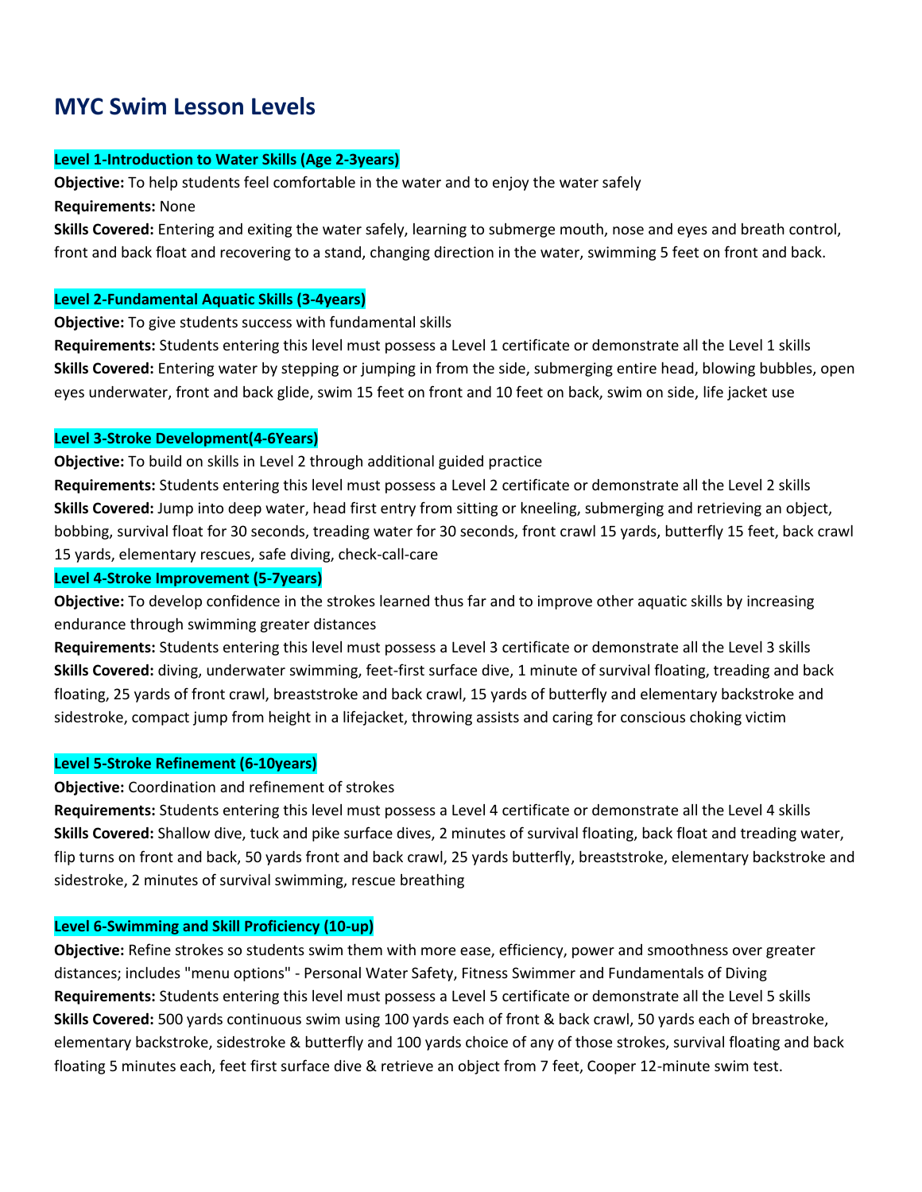# MYC Swim Lesson Levels

### Level 1-Introduction to Water Skills (Age 2-3years)

**Objective:** To help students feel comfortable in the water and to enjoy the water safely

**Requirements:** None

**Skills Covered:** Entering and exiting the water safely, learning to submerge mouth, nose and eyes and breath control, front and back float and recovering to a stand, changing direction in the water, swimming 5 feet on front and back.

### Level 2-Fundamental Aquatic Skills (3-4years)

**Objective:** To give students success with fundamental skills

**Requirements:** Students entering this level must possess a Level 1 certificate or demonstrate all the Level 1 skills

**Skills Covered:** Entering water by stepping or jumping in from the side, submerging entire head, blowing bubbles, open eyes underwater, front and back glide, swim 15 feet on front and 10 feet on back, swim on side, life jacket use

### Level 3-Stroke Development(4-6Years)

**Objective:** To build on skills in Level 2 through additional guided practice

**Requirements:** Students entering this level must possess a Level 2 certificate or demonstrate all the Level 2 skills

**Skills Covered:** Jump into deep water, head first entry from sitting or kneeling, submerging and retrieving an object, bobbing, survival float for 30 seconds, treading water for 30 seconds, front crawl 15 yards, butterfly 15 feet, back crawl 15 yards, elementary rescues, safe diving, check-call-care

### Level 4-Stroke Improvement (5-7years)

**Objective:** To develop confidence in the strokes learned thus far and to improve other aquatic skills by increasing endurance through swimming greater distances

**Requirements:** Students entering this level must possess a Level 3 certificate or demonstrate all the Level 3 skills

**Skills Covered:** diving, underwater swimming, feet-first surface dive, 1 minute of survival floating, treading and back floating, 25 yards of front crawl, breaststroke and back crawl, 15 yards of butterfly and elementary backstroke and sidestroke, compact jump from height in a lifejacket, throwing assists and caring for conscious choking victim

### Level 5-Stroke Refinement (6-10years)

**Objective:** Coordination and refinement of strokes

**Requirements:** Students entering this level must possess a Level 4 certificate or demonstrate all the Level 4 skills

**Skills Covered:** Shallow dive, tuck and pike surface dives, 2 minutes of survival floating, back float and treading water, flip turns on front and back, 50 yards front and back crawl, 25 yards butterfly, breaststroke, elementary backstroke and sidestroke, 2 minutes of survival swimming, rescue breathing

### Level 6-Swimming and Skill Proficiency (10-up)

**Objective:** Refine strokes so students swim them with more ease, efficiency, power and smoothness over greater distances; includes "menu options" - Personal Water Safety, Fitness Swimmer and Fundamentals of Diving

**Requirements:** Students entering this level must possess a Level 5 certificate or demonstrate all the Level 5 skills

**Skills Covered:** 500 yards continuous swim using 100 yards each of front & back crawl, 50 yards each of breastroke, elementary backstroke, sidestroke & butterfly and 100 yards choice of any of those strokes, survival floating and back floating 5 minutes each, feet first surface dive & retrieve an object from 7 feet, Cooper 12-minute swim test.